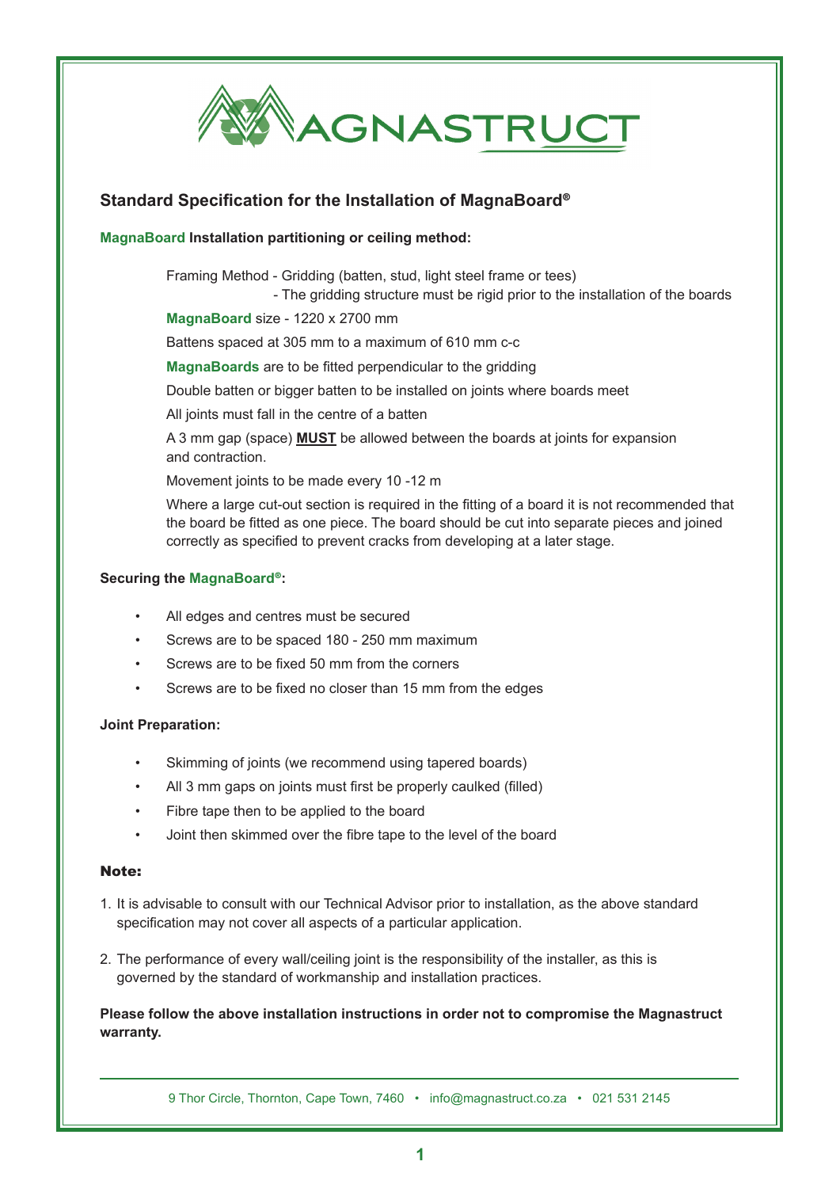# MAGNASTRUCT

## Standard Specification for the Installation of MagnaBoard®

**MagnaBoard Installation partitioning or ceiling method:**

Framing Method - Gridding (batten, stud, light steel frame or tees)
- The gridding structure must be rigid prior to the installation of the boards

MagnaBoard size - 1220 x 2700 mm

Battens spaced at 305 mm to a maximum of 610 mm c-c

MagnaBoards are to be fitted perpendicular to the gridding

Double batten or bigger batten to be installed on joints where boards meet

All joints must fall in the centre of a batten

A 3 mm gap (space) **MUST** be allowed between the boards at joints for expansion and contraction.

Movement joints to be made every 10 -12 m

Where a large cut-out section is required in the fitting of a board it is not recommended that the board be fitted as one piece. The board should be cut into separate pieces and joined correctly as specified to prevent cracks from developing at a later stage.

**Securing the MagnaBoard®:**

- All edges and centres must be secured
- Screws are to be spaced 180 - 250 mm maximum
- Screws are to be fixed 50 mm from the corners
- Screws are to be fixed no closer than 15 mm from the edges

**Joint Preparation:**

- Skimming of joints (we recommend using tapered boards)
- All 3 mm gaps on joints must first be properly caulked (filled)
- Fibre tape then to be applied to the board
- Joint then skimmed over the fibre tape to the level of the board

**Note:**

1. It is advisable to consult with our Technical Advisor prior to installation, as the above standard specification may not cover all aspects of a particular application.
2. The performance of every wall/ceiling joint is the responsibility of the installer, as this is governed by the standard of workmanship and installation practices.

**Please follow the above installation instructions in order not to compromise the Magnastruct warranty.**

9 Thor Circle, Thornton, Cape Town, 7460 • info@magnastruct.co.za • 021 531 2145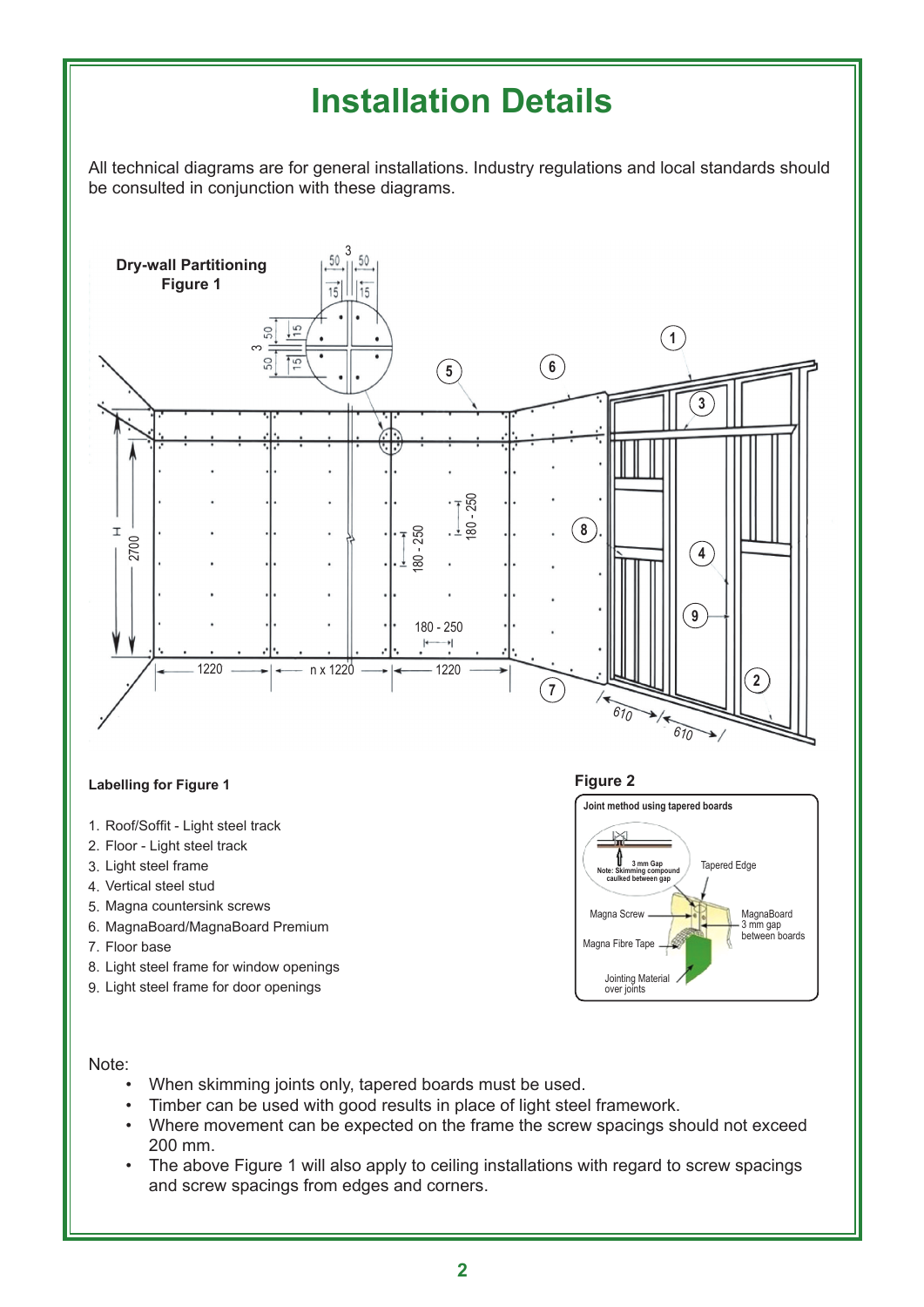# Installation Details

All technical diagrams are for general installations. Industry regulations and local standards should be consulted in conjunction with these diagrams.

**Dry-wall Partitioning**
**Figure 1**

3
50 50
15 15
50 50
15 15
H
2700
180 - 250
180 - 250
180 - 250
1220
n x 1220
1220
610
610
1 2 3 4 5 6 7 8 9

**Labelling for Figure 1**

1. Roof/Soffit - Light steel track
2. Floor - Light steel track
3. Light steel frame
4. Vertical steel stud
5. Magna countersink screws
6. MagnaBoard/MagnaBoard Premium
7. Floor base
8. Light steel frame for window openings
9. Light steel frame for door openings

**Figure 2**

Joint method using tapered boards

3 mm Gap
Note: Skimming compound caulked between gap
Tapered Edge
Magna Screw
MagnaBoard
3 mm gap between boards
Magna Fibre Tape
Jointing Material over joints

Note:

- When skimming joints only, tapered boards must be used.
- Timber can be used with good results in place of light steel framework.
- Where movement can be expected on the frame the screw spacings should not exceed 200 mm.
- The above Figure 1 will also apply to ceiling installations with regard to screw spacings and screw spacings from edges and corners.